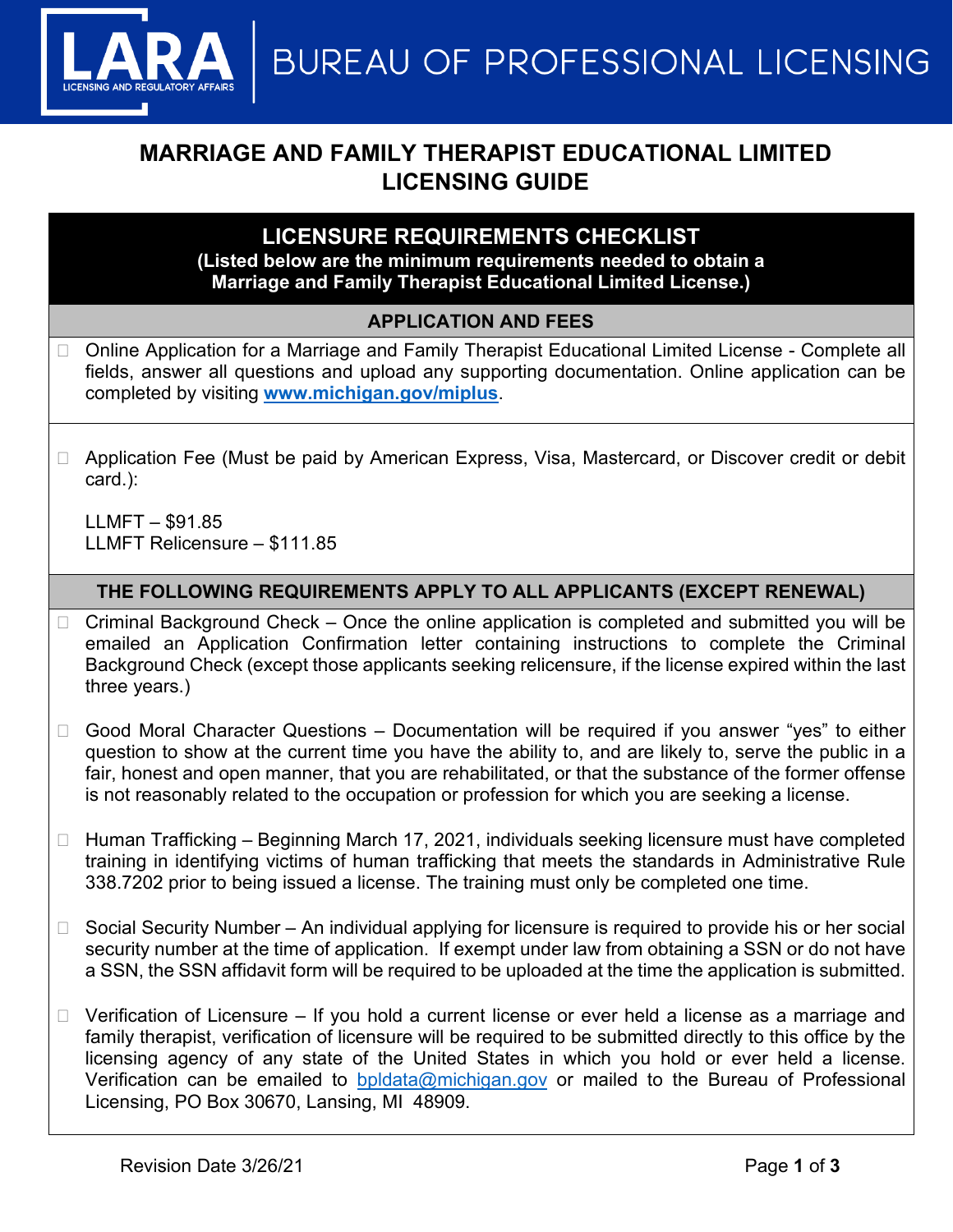# MARRIAGE AND FAMILY THERAPIST EDUCATIONAL LIMITED LICENSING GUIDE

## LICENSURE REQUIREMENTS CHECKLIST

**(Listed below are the minimum requirements needed to obtain a Marriage and Family Therapist Educational Limited License.)**

### APPLICATION AND FEES

- ☐ Online Application for a Marriage and Family Therapist Educational Limited License - Complete all fields, answer all questions and upload any supporting documentation. Online application can be completed by visiting **www.michigan.gov/miplus**.

- ☐ Application Fee (Must be paid by American Express, Visa, Mastercard, or Discover credit or debit card.):

  LLMFT – $91.85
  LLMFT Relicensure – $111.85

### THE FOLLOWING REQUIREMENTS APPLY TO ALL APPLICANTS (EXCEPT RENEWAL)

- ☐ Criminal Background Check – Once the online application is completed and submitted you will be emailed an Application Confirmation letter containing instructions to complete the Criminal Background Check (except those applicants seeking relicensure, if the license expired within the last three years.)

- ☐ Good Moral Character Questions – Documentation will be required if you answer "yes" to either question to show at the current time you have the ability to, and are likely to, serve the public in a fair, honest and open manner, that you are rehabilitated, or that the substance of the former offense is not reasonably related to the occupation or profession for which you are seeking a license.

- ☐ Human Trafficking – Beginning March 17, 2021, individuals seeking licensure must have completed training in identifying victims of human trafficking that meets the standards in Administrative Rule 338.7202 prior to being issued a license. The training must only be completed one time.

- ☐ Social Security Number – An individual applying for licensure is required to provide his or her social security number at the time of application. If exempt under law from obtaining a SSN or do not have a SSN, the SSN affidavit form will be required to be uploaded at the time the application is submitted.

- ☐ Verification of Licensure – If you hold a current license or ever held a license as a marriage and family therapist, verification of licensure will be required to be submitted directly to this office by the licensing agency of any state of the United States in which you hold or ever held a license. Verification can be emailed to bpldata@michigan.gov or mailed to the Bureau of Professional Licensing, PO Box 30670, Lansing, MI 48909.

Revision Date 3/26/21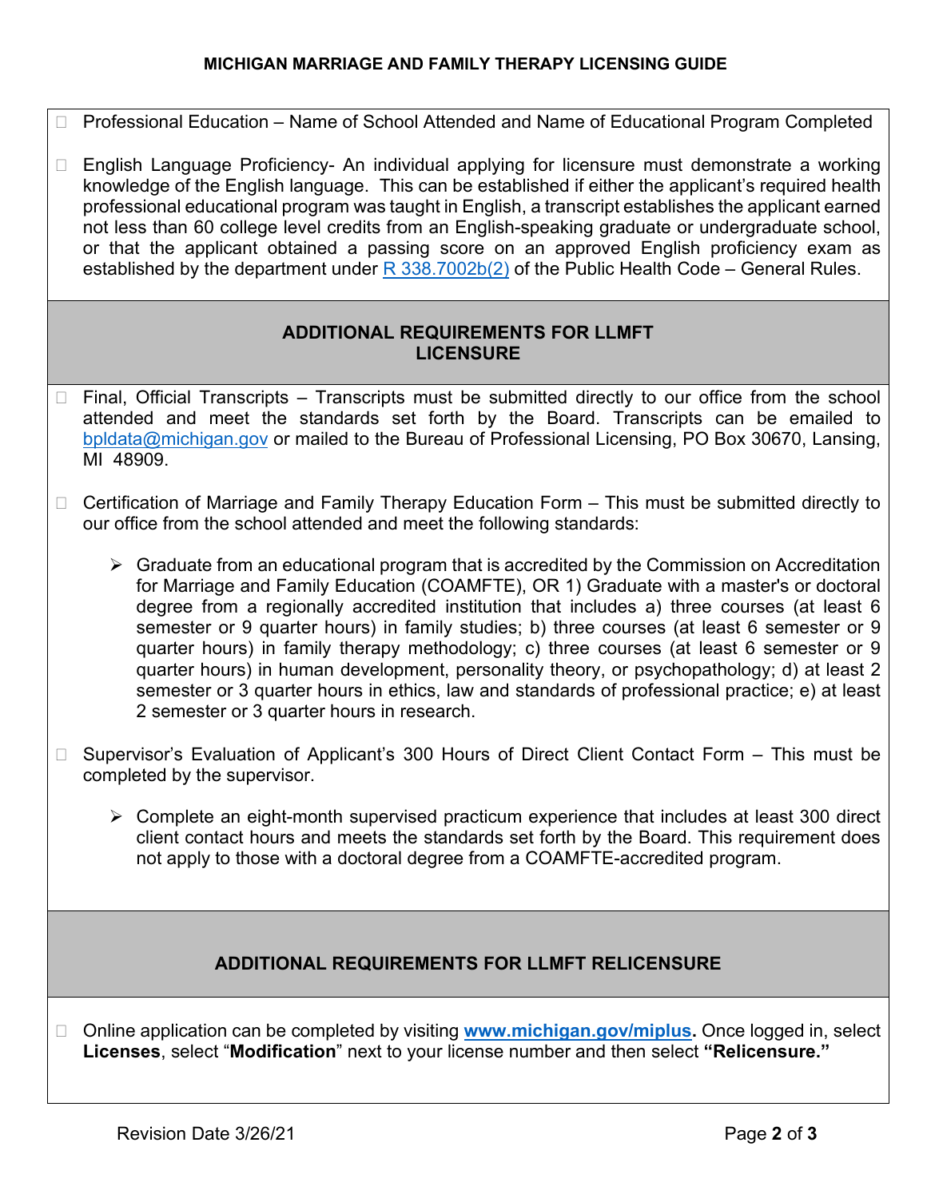- ☐ Professional Education – Name of School Attended and Name of Educational Program Completed

- ☐ English Language Proficiency- An individual applying for licensure must demonstrate a working knowledge of the English language. This can be established if either the applicant's required health professional educational program was taught in English, a transcript establishes the applicant earned not less than 60 college level credits from an English-speaking graduate or undergraduate school, or that the applicant obtained a passing score on an approved English proficiency exam as established by the department under [R 338.7002b(2)](R 338.7002b(2)) of the Public Health Code – General Rules.

## ADDITIONAL REQUIREMENTS FOR LLMFT LICENSURE

- ☐ Final, Official Transcripts – Transcripts must be submitted directly to our office from the school attended and meet the standards set forth by the Board. Transcripts can be emailed to bpldata@michigan.gov or mailed to the Bureau of Professional Licensing, PO Box 30670, Lansing, MI 48909.

- ☐ Certification of Marriage and Family Therapy Education Form – This must be submitted directly to our office from the school attended and meet the following standards:

  - Graduate from an educational program that is accredited by the Commission on Accreditation for Marriage and Family Education (COAMFTE), OR 1) Graduate with a master's or doctoral degree from a regionally accredited institution that includes a) three courses (at least 6 semester or 9 quarter hours) in family studies; b) three courses (at least 6 semester or 9 quarter hours) in family therapy methodology; c) three courses (at least 6 semester or 9 quarter hours) in human development, personality theory, or psychopathology; d) at least 2 semester or 3 quarter hours in ethics, law and standards of professional practice; e) at least 2 semester or 3 quarter hours in research.

- ☐ Supervisor's Evaluation of Applicant's 300 Hours of Direct Client Contact Form – This must be completed by the supervisor.

  - Complete an eight-month supervised practicum experience that includes at least 300 direct client contact hours and meets the standards set forth by the Board. This requirement does not apply to those with a doctoral degree from a COAMFTE-accredited program.

## ADDITIONAL REQUIREMENTS FOR LLMFT RELICENSURE

- ☐ Online application can be completed by visiting **www.michigan.gov/miplus.** Once logged in, select **Licenses**, select "**Modification**" next to your license number and then select **"Relicensure."**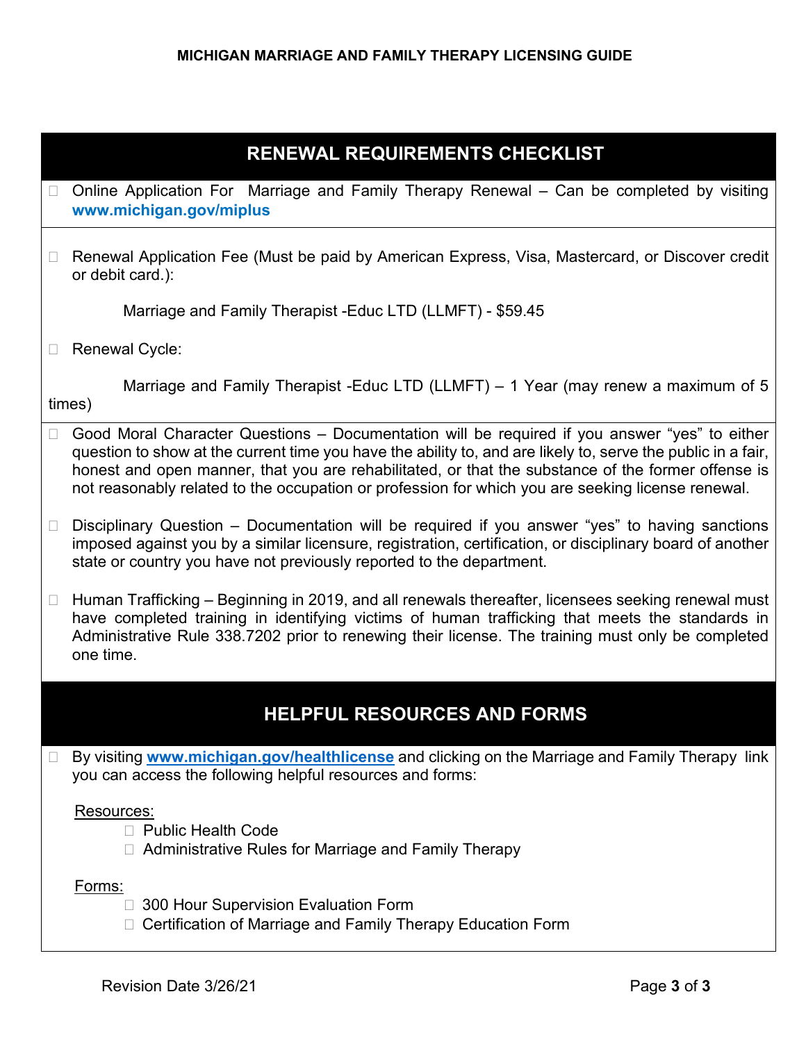## RENEWAL REQUIREMENTS CHECKLIST

- ☐ Online Application For Marriage and Family Therapy Renewal – Can be completed by visiting **www.michigan.gov/miplus**

- ☐ Renewal Application Fee (Must be paid by American Express, Visa, Mastercard, or Discover credit or debit card.):

  Marriage and Family Therapist -Educ LTD (LLMFT) - $59.45

- ☐ Renewal Cycle:

  Marriage and Family Therapist -Educ LTD (LLMFT) – 1 Year (may renew a maximum of 5 times)

- ☐ Good Moral Character Questions – Documentation will be required if you answer "yes" to either question to show at the current time you have the ability to, and are likely to, serve the public in a fair, honest and open manner, that you are rehabilitated, or that the substance of the former offense is not reasonably related to the occupation or profession for which you are seeking license renewal.

- ☐ Disciplinary Question – Documentation will be required if you answer "yes" to having sanctions imposed against you by a similar licensure, registration, certification, or disciplinary board of another state or country you have not previously reported to the department.

- ☐ Human Trafficking – Beginning in 2019, and all renewals thereafter, licensees seeking renewal must have completed training in identifying victims of human trafficking that meets the standards in Administrative Rule 338.7202 prior to renewing their license. The training must only be completed one time.

## HELPFUL RESOURCES AND FORMS

- ☐ By visiting **www.michigan.gov/healthlicense** and clicking on the Marriage and Family Therapy link you can access the following helpful resources and forms:

  Resources:
  - ☐ Public Health Code
  - ☐ Administrative Rules for Marriage and Family Therapy

  Forms:
  - ☐ 300 Hour Supervision Evaluation Form
  - ☐ Certification of Marriage and Family Therapy Education Form

Revision Date 3/26/21